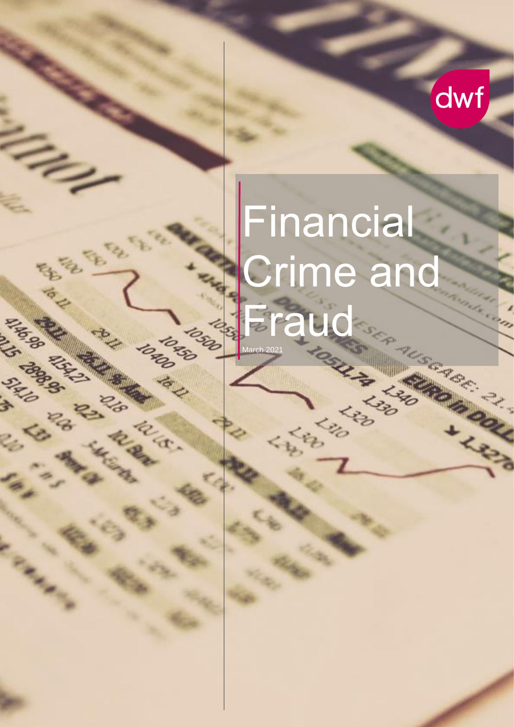dwf

# Financial Crime and Fraud

March 2021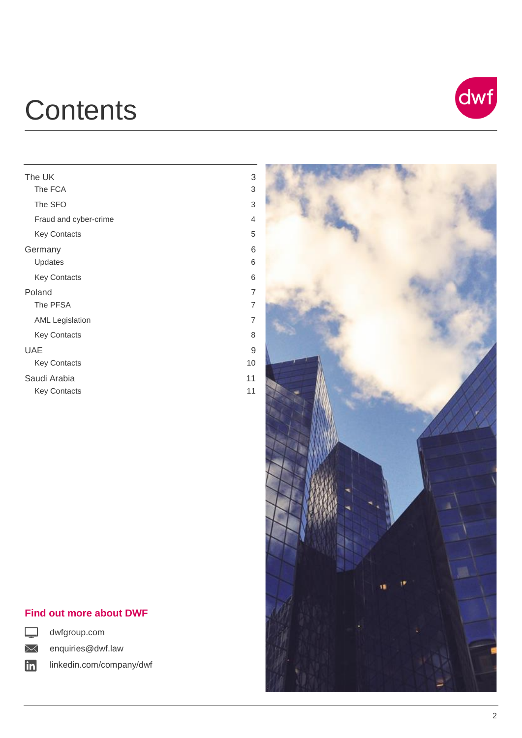# Contents

| | |
|---|---|
| The UK | 3 |
| The FCA | 3 |
| The SFO | 3 |
| Fraud and cyber-crime | 4 |
| Key Contacts | 5 |
| Germany | 6 |
| Updates | 6 |
| Key Contacts | 6 |
| Poland | 7 |
| The PFSA | 7 |
| AML Legislation | 7 |
| Key Contacts | 8 |
| UAE | 9 |
| Key Contacts | 10 |
| Saudi Arabia | 11 |
| Key Contacts | 11 |

**Find out more about DWF**

dwfgroup.com

enquiries@dwf.law

linkedin.com/company/dwf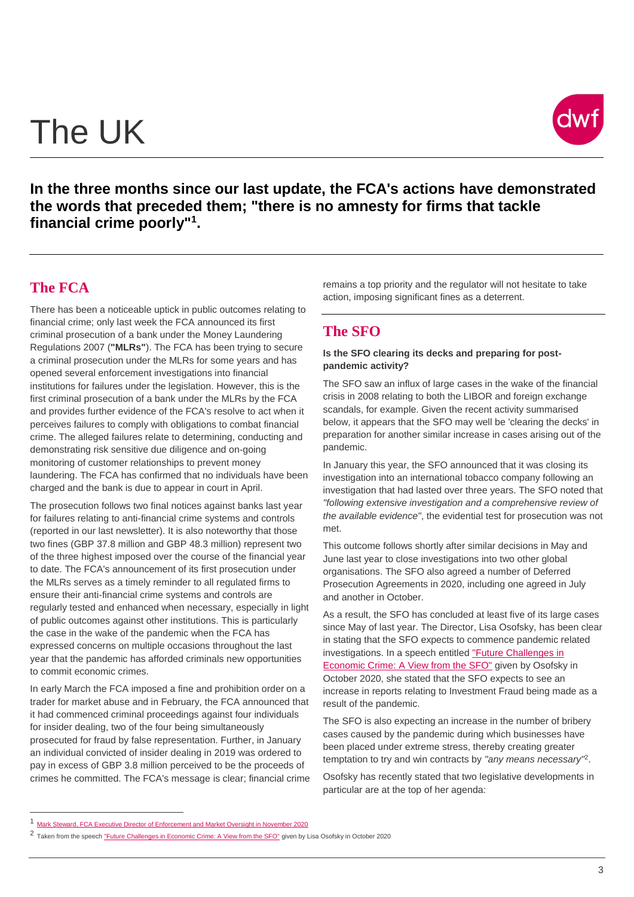# The UK

**In the three months since our last update, the FCA's actions have demonstrated the words that preceded them; "there is no amnesty for firms that tackle financial crime poorly"[1].**

## The FCA

There has been a noticeable uptick in public outcomes relating to financial crime; only last week the FCA announced its first criminal prosecution of a bank under the Money Laundering Regulations 2007 (**"MLRs"**). The FCA has been trying to secure a criminal prosecution under the MLRs for some years and has opened several enforcement investigations into financial institutions for failures under the legislation. However, this is the first criminal prosecution of a bank under the MLRs by the FCA and provides further evidence of the FCA's resolve to act when it perceives failures to comply with obligations to combat financial crime. The alleged failures relate to determining, conducting and demonstrating risk sensitive due diligence and on-going monitoring of customer relationships to prevent money laundering. The FCA has confirmed that no individuals have been charged and the bank is due to appear in court in April.

The prosecution follows two final notices against banks last year for failures relating to anti-financial crime systems and controls (reported in our last newsletter). It is also noteworthy that those two fines (GBP 37.8 million and GBP 48.3 million) represent two of the three highest imposed over the course of the financial year to date. The FCA's announcement of its first prosecution under the MLRs serves as a timely reminder to all regulated firms to ensure their anti-financial crime systems and controls are regularly tested and enhanced when necessary, especially in light of public outcomes against other institutions. This is particularly the case in the wake of the pandemic when the FCA has expressed concerns on multiple occasions throughout the last year that the pandemic has afforded criminals new opportunities to commit economic crimes.

In early March the FCA imposed a fine and prohibition order on a trader for market abuse and in February, the FCA announced that it had commenced criminal proceedings against four individuals for insider dealing, two of the four being simultaneously prosecuted for fraud by false representation. Further, in January an individual convicted of insider dealing in 2019 was ordered to pay in excess of GBP 3.8 million perceived to be the proceeds of crimes he committed. The FCA's message is clear; financial crime remains a top priority and the regulator will not hesitate to take action, imposing significant fines as a deterrent.

## The SFO

**Is the SFO clearing its decks and preparing for post-pandemic activity?**

The SFO saw an influx of large cases in the wake of the financial crisis in 2008 relating to both the LIBOR and foreign exchange scandals, for example. Given the recent activity summarised below, it appears that the SFO may well be 'clearing the decks' in preparation for another similar increase in cases arising out of the pandemic.

In January this year, the SFO announced that it was closing its investigation into an international tobacco company following an investigation that had lasted over three years. The SFO noted that *"following extensive investigation and a comprehensive review of the available evidence"*, the evidential test for prosecution was not met.

This outcome follows shortly after similar decisions in May and June last year to close investigations into two other global organisations. The SFO also agreed a number of Deferred Prosecution Agreements in 2020, including one agreed in July and another in October.

As a result, the SFO has concluded at least five of its large cases since May of last year. The Director, Lisa Osofsky, has been clear in stating that the SFO expects to commence pandemic related investigations. In a speech entitled "Future Challenges in Economic Crime: A View from the SFO" given by Osofsky in October 2020, she stated that the SFO expects to see an increase in reports relating to Investment Fraud being made as a result of the pandemic.

The SFO is also expecting an increase in the number of bribery cases caused by the pandemic during which businesses have been placed under extreme stress, thereby creating greater temptation to try and win contracts by *"any means necessary"*[2].

Osofsky has recently stated that two legislative developments in particular are at the top of her agenda:

---

[1] Mark Steward, FCA Executive Director of Enforcement and Market Oversight in November 2020

[2] Taken from the speech "Future Challenges in Economic Crime: A View from the SFO" given by Lisa Osofsky in October 2020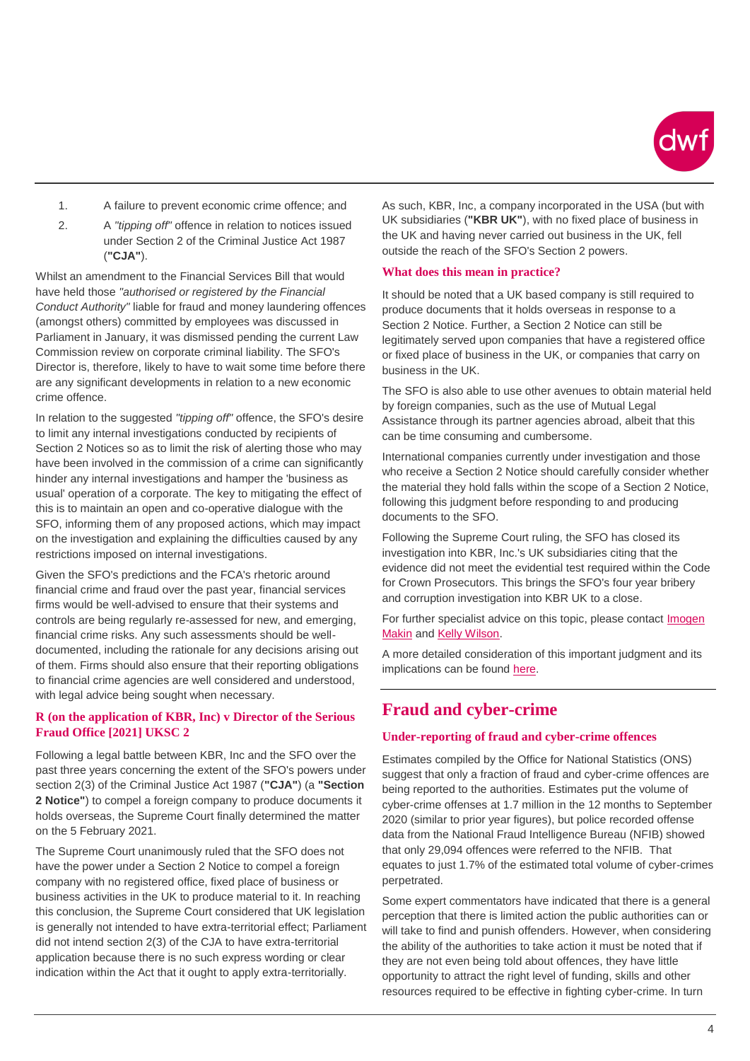1. A failure to prevent economic crime offence; and
2. A *"tipping off"* offence in relation to notices issued under Section 2 of the Criminal Justice Act 1987 (**"CJA"**).

Whilst an amendment to the Financial Services Bill that would have held those *"authorised or registered by the Financial Conduct Authority"* liable for fraud and money laundering offences (amongst others) committed by employees was discussed in Parliament in January, it was dismissed pending the current Law Commission review on corporate criminal liability. The SFO's Director is, therefore, likely to have to wait some time before there are any significant developments in relation to a new economic crime offence.

In relation to the suggested *"tipping off"* offence, the SFO's desire to limit any internal investigations conducted by recipients of Section 2 Notices so as to limit the risk of alerting those who may have been involved in the commission of a crime can significantly hinder any internal investigations and hamper the 'business as usual' operation of a corporate. The key to mitigating the effect of this is to maintain an open and co-operative dialogue with the SFO, informing them of any proposed actions, which may impact on the investigation and explaining the difficulties caused by any restrictions imposed on internal investigations.

Given the SFO's predictions and the FCA's rhetoric around financial crime and fraud over the past year, financial services firms would be well-advised to ensure that their systems and controls are being regularly re-assessed for new, and emerging, financial crime risks. Any such assessments should be well-documented, including the rationale for any decisions arising out of them. Firms should also ensure that their reporting obligations to financial crime agencies are well considered and understood, with legal advice being sought when necessary.

### R (on the application of KBR, Inc) v Director of the Serious Fraud Office [2021] UKSC 2

Following a legal battle between KBR, Inc and the SFO over the past three years concerning the extent of the SFO's powers under section 2(3) of the Criminal Justice Act 1987 (**"CJA"**) (a **"Section 2 Notice"**) to compel a foreign company to produce documents it holds overseas, the Supreme Court finally determined the matter on the 5 February 2021.

The Supreme Court unanimously ruled that the SFO does not have the power under a Section 2 Notice to compel a foreign company with no registered office, fixed place of business or business activities in the UK to produce material to it. In reaching this conclusion, the Supreme Court considered that UK legislation is generally not intended to have extra-territorial effect; Parliament did not intend section 2(3) of the CJA to have extra-territorial application because there is no such express wording or clear indication within the Act that it ought to apply extra-territorially.

As such, KBR, Inc, a company incorporated in the USA (but with UK subsidiaries (**"KBR UK"**), with no fixed place of business in the UK and having never carried out business in the UK, fell outside the reach of the SFO's Section 2 powers.

### What does this mean in practice?

It should be noted that a UK based company is still required to produce documents that it holds overseas in response to a Section 2 Notice. Further, a Section 2 Notice can still be legitimately served upon companies that have a registered office or fixed place of business in the UK, or companies that carry on business in the UK.

The SFO is also able to use other avenues to obtain material held by foreign companies, such as the use of Mutual Legal Assistance through its partner agencies abroad, albeit that this can be time consuming and cumbersome.

International companies currently under investigation and those who receive a Section 2 Notice should carefully consider whether the material they hold falls within the scope of a Section 2 Notice, following this judgment before responding to and producing documents to the SFO.

Following the Supreme Court ruling, the SFO has closed its investigation into KBR, Inc.'s UK subsidiaries citing that the evidence did not meet the evidential test required within the Code for Crown Prosecutors. This brings the SFO's four year bribery and corruption investigation into KBR UK to a close.

For further specialist advice on this topic, please contact Imogen Makin and Kelly Wilson.

A more detailed consideration of this important judgment and its implications can be found here.

## Fraud and cyber-crime

### Under-reporting of fraud and cyber-crime offences

Estimates compiled by the Office for National Statistics (ONS) suggest that only a fraction of fraud and cyber-crime offences are being reported to the authorities. Estimates put the volume of cyber-crime offenses at 1.7 million in the 12 months to September 2020 (similar to prior year figures), but police recorded offense data from the National Fraud Intelligence Bureau (NFIB) showed that only 29,094 offences were referred to the NFIB. That equates to just 1.7% of the estimated total volume of cyber-crimes perpetrated.

Some expert commentators have indicated that there is a general perception that there is limited action the public authorities can or will take to find and punish offenders. However, when considering the ability of the authorities to take action it must be noted that if they are not even being told about offences, they have little opportunity to attract the right level of funding, skills and other resources required to be effective in fighting cyber-crime. In turn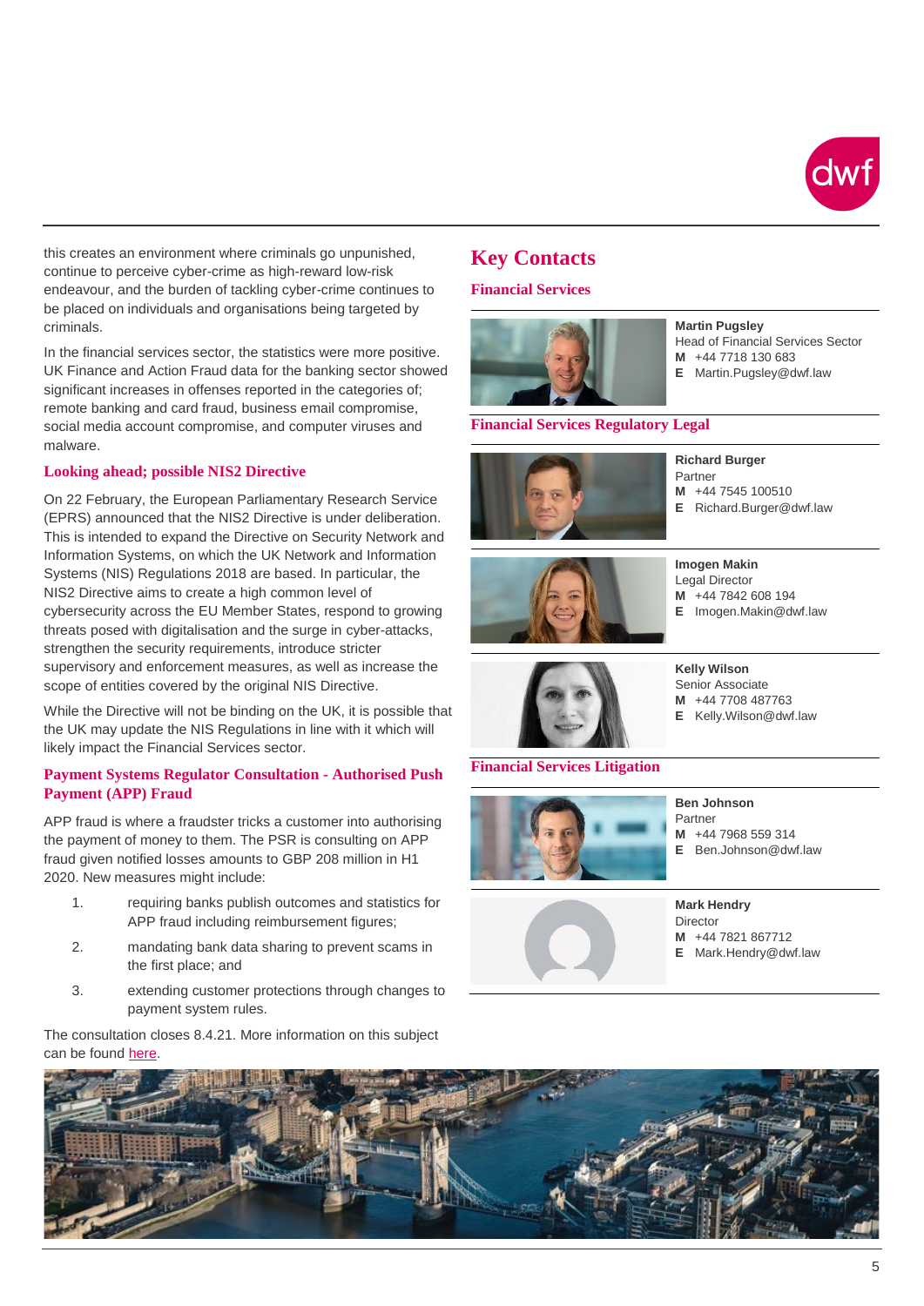this creates an environment where criminals go unpunished, continue to perceive cyber-crime as high-reward low-risk endeavour, and the burden of tackling cyber-crime continues to be placed on individuals and organisations being targeted by criminals.

In the financial services sector, the statistics were more positive. UK Finance and Action Fraud data for the banking sector showed significant increases in offenses reported in the categories of; remote banking and card fraud, business email compromise, social media account compromise, and computer viruses and malware.

### Looking ahead; possible NIS2 Directive

On 22 February, the European Parliamentary Research Service (EPRS) announced that the NIS2 Directive is under deliberation. This is intended to expand the Directive on Security Network and Information Systems, on which the UK Network and Information Systems (NIS) Regulations 2018 are based. In particular, the NIS2 Directive aims to create a high common level of cybersecurity across the EU Member States, respond to growing threats posed with digitalisation and the surge in cyber-attacks, strengthen the security requirements, introduce stricter supervisory and enforcement measures, as well as increase the scope of entities covered by the original NIS Directive.

While the Directive will not be binding on the UK, it is possible that the UK may update the NIS Regulations in line with it which will likely impact the Financial Services sector.

### Payment Systems Regulator Consultation - Authorised Push Payment (APP) Fraud

APP fraud is where a fraudster tricks a customer into authorising the payment of money to them. The PSR is consulting on APP fraud given notified losses amounts to GBP 208 million in H1 2020. New measures might include:

1. requiring banks publish outcomes and statistics for APP fraud including reimbursement figures;
2. mandating bank data sharing to prevent scams in the first place; and
3. extending customer protections through changes to payment system rules.

The consultation closes 8.4.21. More information on this subject can be found here.

## Key Contacts

### Financial Services

**Martin Pugsley**
Head of Financial Services Sector
**M** +44 7718 130 683
**E** Martin.Pugsley@dwf.law

### Financial Services Regulatory Legal

**Richard Burger**
Partner
**M** +44 7545 100510
**E** Richard.Burger@dwf.law

**Imogen Makin**
Legal Director
**M** +44 7842 608 194
**E** Imogen.Makin@dwf.law

**Kelly Wilson**
Senior Associate
**M** +44 7708 487763
**E** Kelly.Wilson@dwf.law

### Financial Services Litigation

**Ben Johnson**
Partner
**M** +44 7968 559 314
**E** Ben.Johnson@dwf.law

**Mark Hendry**
Director
**M** +44 7821 867712
**E** Mark.Hendry@dwf.law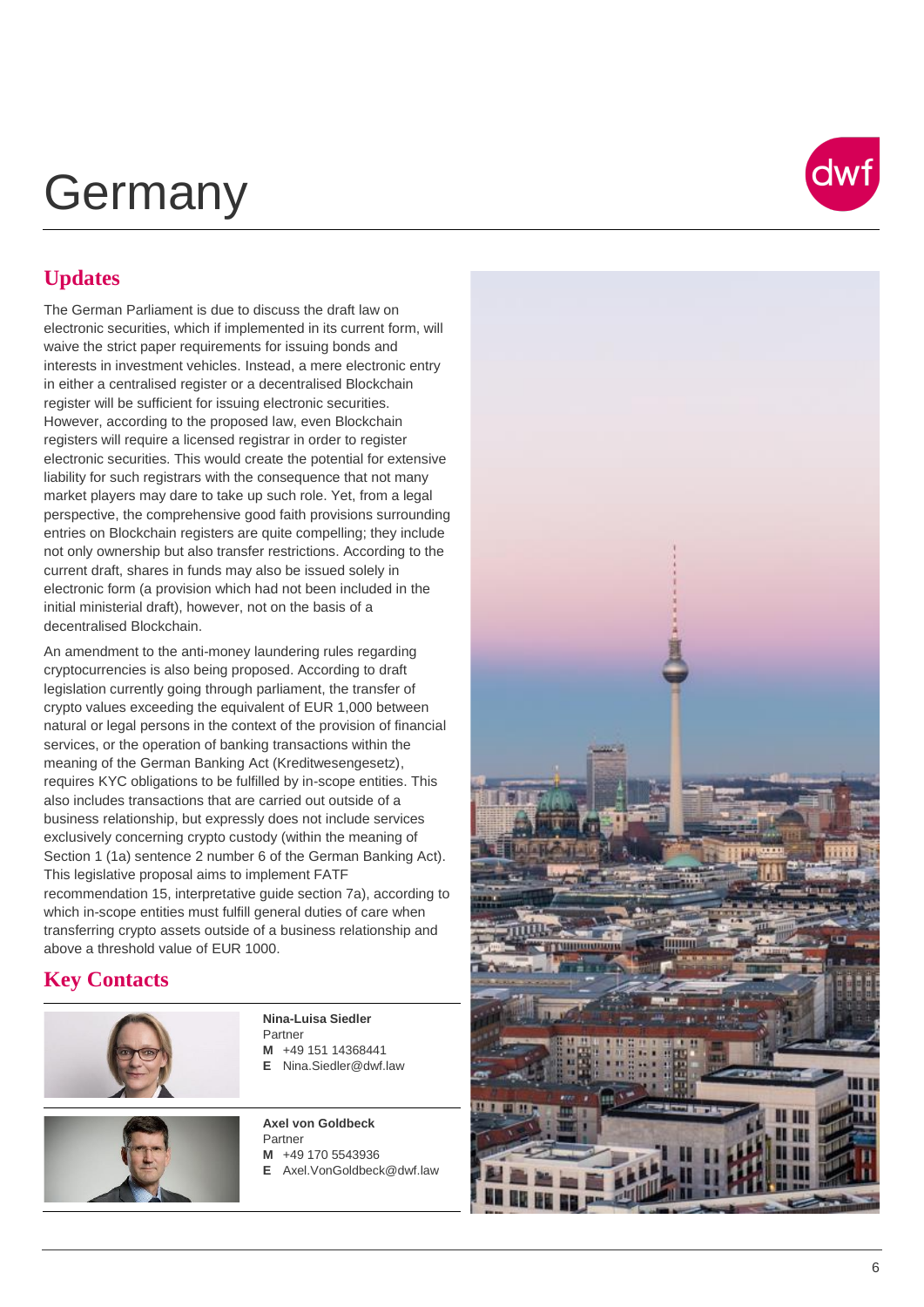# Germany

## Updates

The German Parliament is due to discuss the draft law on electronic securities, which if implemented in its current form, will waive the strict paper requirements for issuing bonds and interests in investment vehicles. Instead, a mere electronic entry in either a centralised register or a decentralised Blockchain register will be sufficient for issuing electronic securities. However, according to the proposed law, even Blockchain registers will require a licensed registrar in order to register electronic securities. This would create the potential for extensive liability for such registrars with the consequence that not many market players may dare to take up such role. Yet, from a legal perspective, the comprehensive good faith provisions surrounding entries on Blockchain registers are quite compelling; they include not only ownership but also transfer restrictions. According to the current draft, shares in funds may also be issued solely in electronic form (a provision which had not been included in the initial ministerial draft), however, not on the basis of a decentralised Blockchain.

An amendment to the anti-money laundering rules regarding cryptocurrencies is also being proposed. According to draft legislation currently going through parliament, the transfer of crypto values exceeding the equivalent of EUR 1,000 between natural or legal persons in the context of the provision of financial services, or the operation of banking transactions within the meaning of the German Banking Act (Kreditwesengesetz), requires KYC obligations to be fulfilled by in-scope entities. This also includes transactions that are carried out outside of a business relationship, but expressly does not include services exclusively concerning crypto custody (within the meaning of Section 1 (1a) sentence 2 number 6 of the German Banking Act). This legislative proposal aims to implement FATF recommendation 15, interpretative guide section 7a), according to which in-scope entities must fulfill general duties of care when transferring crypto assets outside of a business relationship and above a threshold value of EUR 1000.

## Key Contacts

**Nina-Luisa Siedler**
Partner
**M** +49 151 14368441
**E** Nina.Siedler@dwf.law

**Axel von Goldbeck**
Partner
**M** +49 170 5543936
**E** Axel.VonGoldbeck@dwf.law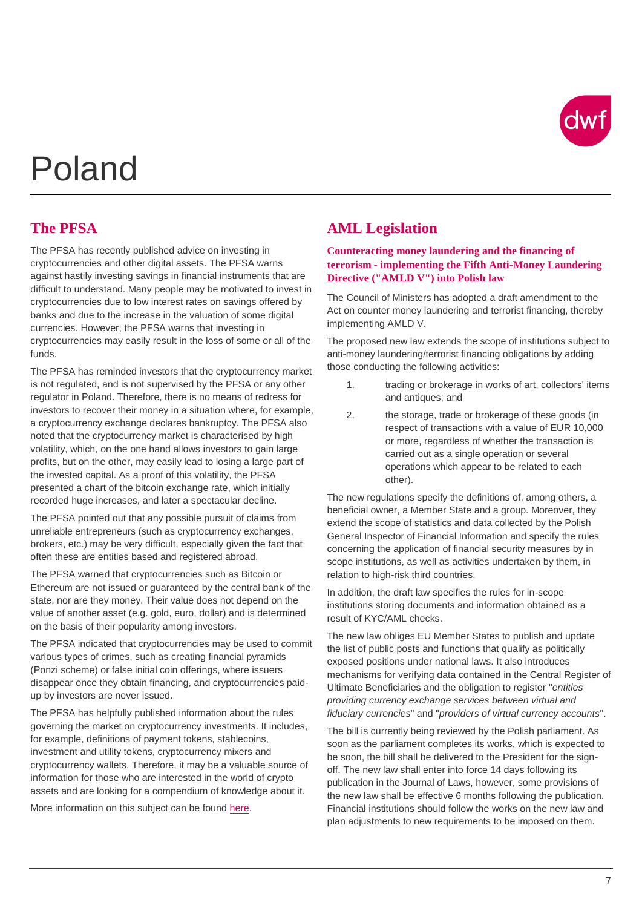# Poland

## The PFSA

The PFSA has recently published advice on investing in cryptocurrencies and other digital assets. The PFSA warns against hastily investing savings in financial instruments that are difficult to understand. Many people may be motivated to invest in cryptocurrencies due to low interest rates on savings offered by banks and due to the increase in the valuation of some digital currencies. However, the PFSA warns that investing in cryptocurrencies may easily result in the loss of some or all of the funds.

The PFSA has reminded investors that the cryptocurrency market is not regulated, and is not supervised by the PFSA or any other regulator in Poland. Therefore, there is no means of redress for investors to recover their money in a situation where, for example, a cryptocurrency exchange declares bankruptcy. The PFSA also noted that the cryptocurrency market is characterised by high volatility, which, on the one hand allows investors to gain large profits, but on the other, may easily lead to losing a large part of the invested capital. As a proof of this volatility, the PFSA presented a chart of the bitcoin exchange rate, which initially recorded huge increases, and later a spectacular decline.

The PFSA pointed out that any possible pursuit of claims from unreliable entrepreneurs (such as cryptocurrency exchanges, brokers, etc.) may be very difficult, especially given the fact that often these are entities based and registered abroad.

The PFSA warned that cryptocurrencies such as Bitcoin or Ethereum are not issued or guaranteed by the central bank of the state, nor are they money. Their value does not depend on the value of another asset (e.g. gold, euro, dollar) and is determined on the basis of their popularity among investors.

The PFSA indicated that cryptocurrencies may be used to commit various types of crimes, such as creating financial pyramids (Ponzi scheme) or false initial coin offerings, where issuers disappear once they obtain financing, and cryptocurrencies paid-up by investors are never issued.

The PFSA has helpfully published information about the rules governing the market on cryptocurrency investments. It includes, for example, definitions of payment tokens, stablecoins, investment and utility tokens, cryptocurrency mixers and cryptocurrency wallets. Therefore, it may be a valuable source of information for those who are interested in the world of crypto assets and are looking for a compendium of knowledge about it.

More information on this subject can be found here.

## AML Legislation

### Counteracting money laundering and the financing of terrorism - implementing the Fifth Anti-Money Laundering Directive ("AMLD V") into Polish law

The Council of Ministers has adopted a draft amendment to the Act on counter money laundering and terrorist financing, thereby implementing AMLD V.

The proposed new law extends the scope of institutions subject to anti-money laundering/terrorist financing obligations by adding those conducting the following activities:

1. trading or brokerage in works of art, collectors' items and antiques; and
2. the storage, trade or brokerage of these goods (in respect of transactions with a value of EUR 10,000 or more, regardless of whether the transaction is carried out as a single operation or several operations which appear to be related to each other).

The new regulations specify the definitions of, among others, a beneficial owner, a Member State and a group. Moreover, they extend the scope of statistics and data collected by the Polish General Inspector of Financial Information and specify the rules concerning the application of financial security measures by in scope institutions, as well as activities undertaken by them, in relation to high-risk third countries.

In addition, the draft law specifies the rules for in-scope institutions storing documents and information obtained as a result of KYC/AML checks.

The new law obliges EU Member States to publish and update the list of public posts and functions that qualify as politically exposed positions under national laws. It also introduces mechanisms for verifying data contained in the Central Register of Ultimate Beneficiaries and the obligation to register "*entities providing currency exchange services between virtual and fiduciary currencies*" and "*providers of virtual currency accounts*".

The bill is currently being reviewed by the Polish parliament. As soon as the parliament completes its works, which is expected to be soon, the bill shall be delivered to the President for the sign-off. The new law shall enter into force 14 days following its publication in the Journal of Laws, however, some provisions of the new law shall be effective 6 months following the publication. Financial institutions should follow the works on the new law and plan adjustments to new requirements to be imposed on them.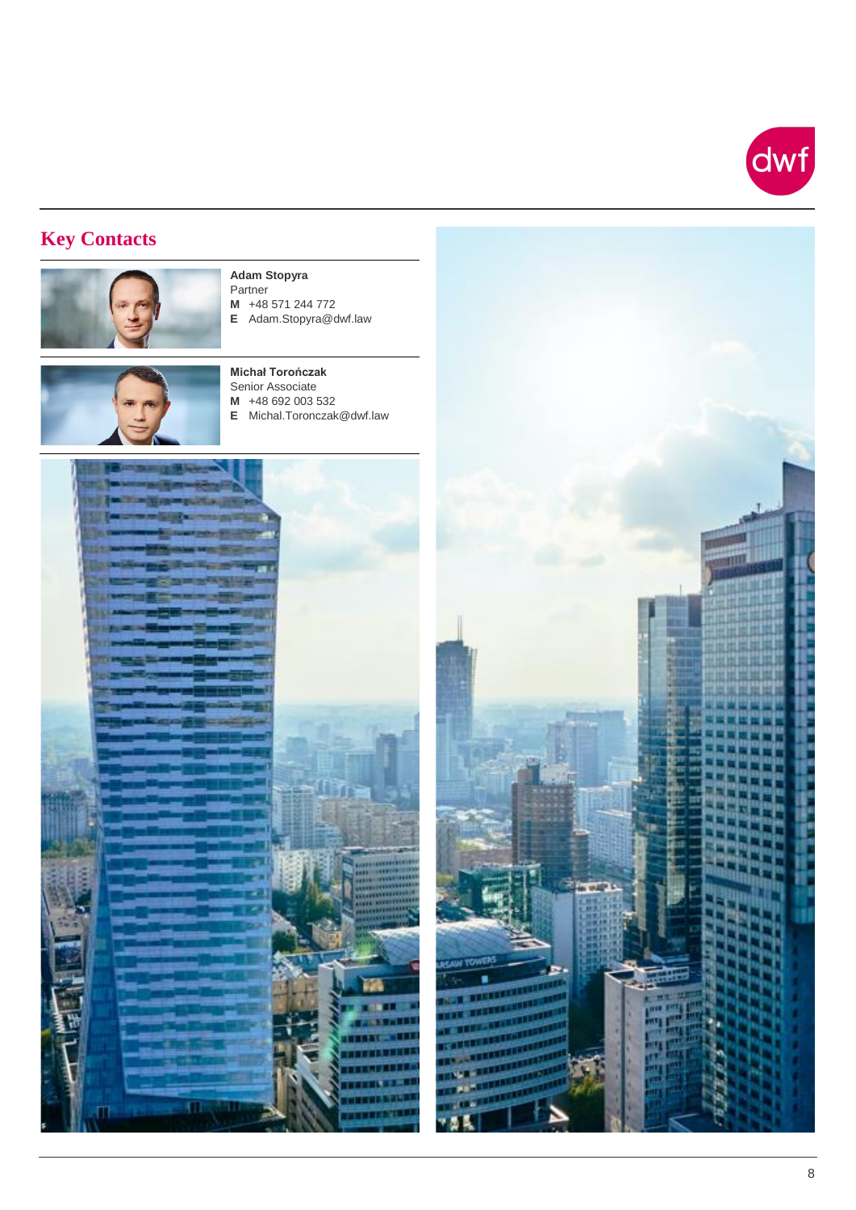## Key Contacts

**Adam Stopyra**
Partner
**M** +48 571 244 772
**E** Adam.Stopyra@dwf.law

**Michał Torończak**
Senior Associate
**M** +48 692 003 532
**E** Michal.Toronczak@dwf.law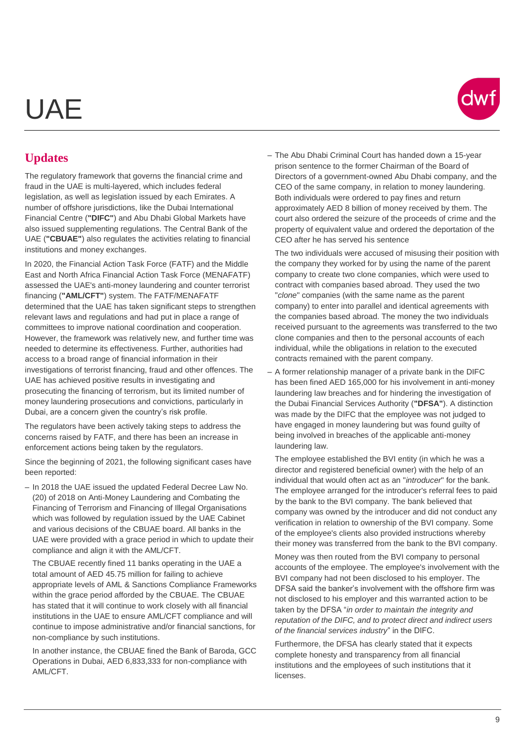# UAE

## Updates

The regulatory framework that governs the financial crime and fraud in the UAE is multi-layered, which includes federal legislation, as well as legislation issued by each Emirates. A number of offshore jurisdictions, like the Dubai International Financial Centre (**"DIFC"**) and Abu Dhabi Global Markets have also issued supplementing regulations. The Central Bank of the UAE (**"CBUAE"**) also regulates the activities relating to financial institutions and money exchanges.

In 2020, the Financial Action Task Force (FATF) and the Middle East and North Africa Financial Action Task Force (MENAFATF) assessed the UAE's anti-money laundering and counter terrorist financing (**"AML/CFT"**) system. The FATF/MENAFATF determined that the UAE has taken significant steps to strengthen relevant laws and regulations and had put in place a range of committees to improve national coordination and cooperation. However, the framework was relatively new, and further time was needed to determine its effectiveness. Further, authorities had access to a broad range of financial information in their investigations of terrorist financing, fraud and other offences. The UAE has achieved positive results in investigating and prosecuting the financing of terrorism, but its limited number of money laundering prosecutions and convictions, particularly in Dubai, are a concern given the country's risk profile.

The regulators have been actively taking steps to address the concerns raised by FATF, and there has been an increase in enforcement actions being taken by the regulators.

Since the beginning of 2021, the following significant cases have been reported:

- In 2018 the UAE issued the updated Federal Decree Law No. (20) of 2018 on Anti-Money Laundering and Combating the Financing of Terrorism and Financing of Illegal Organisations which was followed by regulation issued by the UAE Cabinet and various decisions of the CBUAE board. All banks in the UAE were provided with a grace period in which to update their compliance and align it with the AML/CFT.

  The CBUAE recently fined 11 banks operating in the UAE a total amount of AED 45.75 million for failing to achieve appropriate levels of AML & Sanctions Compliance Frameworks within the grace period afforded by the CBUAE. The CBUAE has stated that it will continue to work closely with all financial institutions in the UAE to ensure AML/CFT compliance and will continue to impose administrative and/or financial sanctions, for non-compliance by such institutions.

  In another instance, the CBUAE fined the Bank of Baroda, GCC Operations in Dubai, AED 6,833,333 for non-compliance with AML/CFT.

- The Abu Dhabi Criminal Court has handed down a 15-year prison sentence to the former Chairman of the Board of Directors of a government-owned Abu Dhabi company, and the CEO of the same company, in relation to money laundering. Both individuals were ordered to pay fines and return approximately AED 8 billion of money received by them. The court also ordered the seizure of the proceeds of crime and the property of equivalent value and ordered the deportation of the CEO after he has served his sentence

  The two individuals were accused of misusing their position with the company they worked for by using the name of the parent company to create two clone companies, which were used to contract with companies based abroad. They used the two "*clone*" companies (with the same name as the parent company) to enter into parallel and identical agreements with the companies based abroad. The money the two individuals received pursuant to the agreements was transferred to the two clone companies and then to the personal accounts of each individual, while the obligations in relation to the executed contracts remained with the parent company.

- A former relationship manager of a private bank in the DIFC has been fined AED 165,000 for his involvement in anti-money laundering law breaches and for hindering the investigation of the Dubai Financial Services Authority (**"DFSA"**). A distinction was made by the DIFC that the employee was not judged to have engaged in money laundering but was found guilty of being involved in breaches of the applicable anti-money laundering law.

  The employee established the BVI entity (in which he was a director and registered beneficial owner) with the help of an individual that would often act as an "*introducer*" for the bank. The employee arranged for the introducer's referral fees to paid by the bank to the BVI company. The bank believed that company was owned by the introducer and did not conduct any verification in relation to ownership of the BVI company. Some of the employee's clients also provided instructions whereby their money was transferred from the bank to the BVI company.

  Money was then routed from the BVI company to personal accounts of the employee. The employee's involvement with the BVI company had not been disclosed to his employer. The DFSA said the banker's involvement with the offshore firm was not disclosed to his employer and this warranted action to be taken by the DFSA "*in order to maintain the integrity and reputation of the DIFC, and to protect direct and indirect users of the financial services industry*" in the DIFC.

  Furthermore, the DFSA has clearly stated that it expects complete honesty and transparency from all financial institutions and the employees of such institutions that it licenses.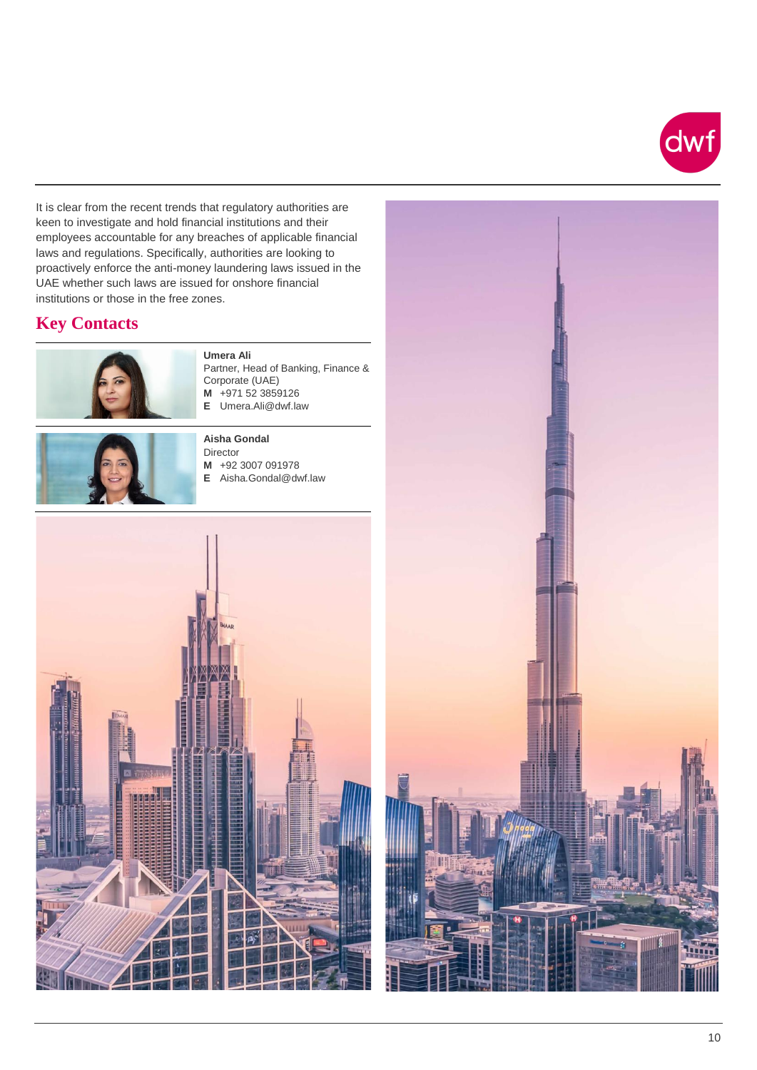It is clear from the recent trends that regulatory authorities are keen to investigate and hold financial institutions and their employees accountable for any breaches of applicable financial laws and regulations. Specifically, authorities are looking to proactively enforce the anti-money laundering laws issued in the UAE whether such laws are issued for onshore financial institutions or those in the free zones.

## Key Contacts

**Umera Ali**
Partner, Head of Banking, Finance & Corporate (UAE)
**M** +971 52 3859126
**E** Umera.Ali@dwf.law

**Aisha Gondal**
Director
**M** +92 3007 091978
**E** Aisha.Gondal@dwf.law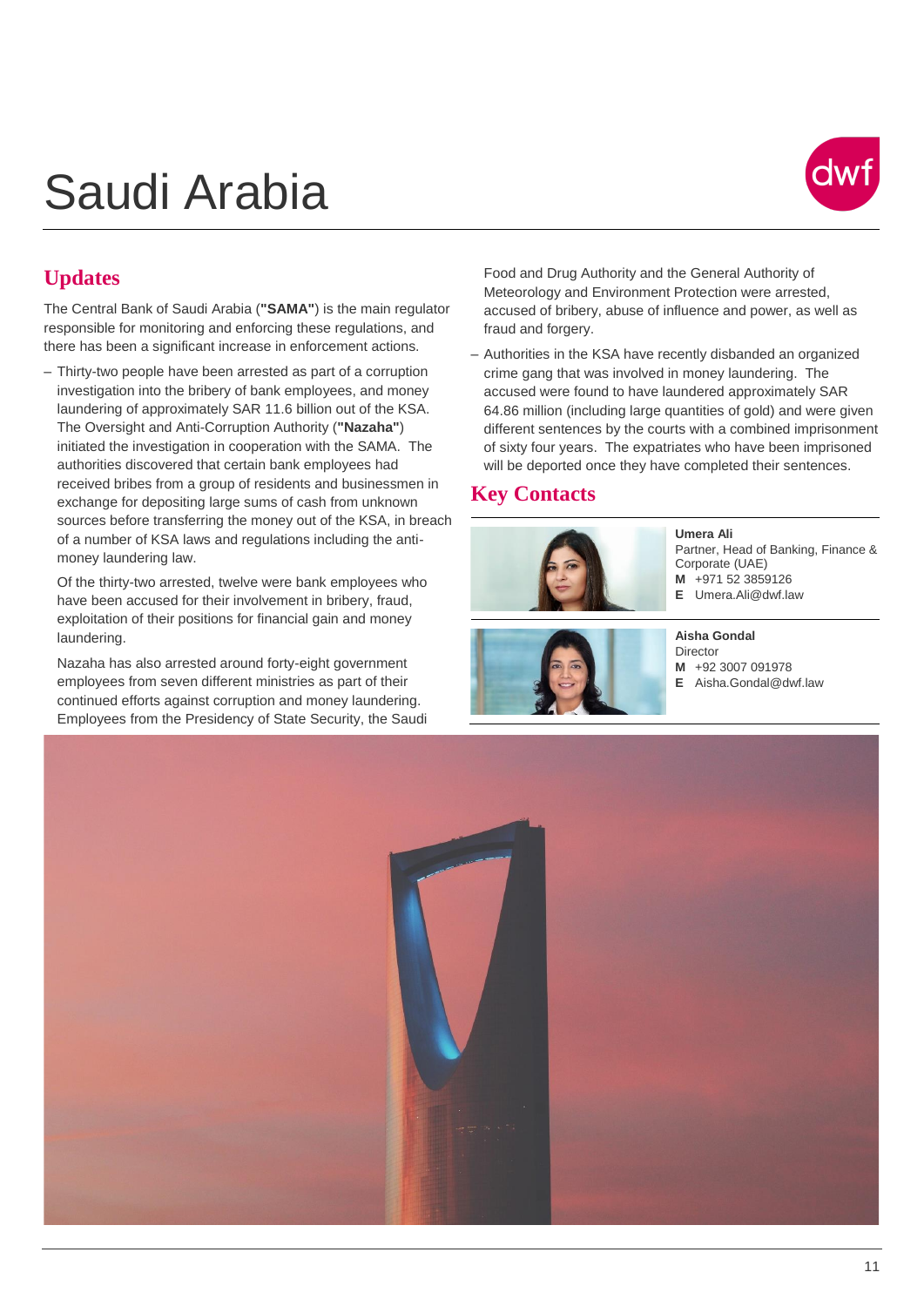# Saudi Arabia

## Updates

The Central Bank of Saudi Arabia (**"SAMA"**) is the main regulator responsible for monitoring and enforcing these regulations, and there has been a significant increase in enforcement actions.

- Thirty-two people have been arrested as part of a corruption investigation into the bribery of bank employees, and money laundering of approximately SAR 11.6 billion out of the KSA. The Oversight and Anti-Corruption Authority (**"Nazaha"**) initiated the investigation in cooperation with the SAMA. The authorities discovered that certain bank employees had received bribes from a group of residents and businessmen in exchange for depositing large sums of cash from unknown sources before transferring the money out of the KSA, in breach of a number of KSA laws and regulations including the anti-money laundering law.

  Of the thirty-two arrested, twelve were bank employees who have been accused for their involvement in bribery, fraud, exploitation of their positions for financial gain and money laundering.

  Nazaha has also arrested around forty-eight government employees from seven different ministries as part of their continued efforts against corruption and money laundering. Employees from the Presidency of State Security, the Saudi Food and Drug Authority and the General Authority of Meteorology and Environment Protection were arrested, accused of bribery, abuse of influence and power, as well as fraud and forgery.

- Authorities in the KSA have recently disbanded an organized crime gang that was involved in money laundering. The accused were found to have laundered approximately SAR 64.86 million (including large quantities of gold) and were given different sentences by the courts with a combined imprisonment of sixty four years. The expatriates who have been imprisoned will be deported once they have completed their sentences.

## Key Contacts

**Umera Ali**
Partner, Head of Banking, Finance & Corporate (UAE)
**M** +971 52 3859126
**E** Umera.Ali@dwf.law

**Aisha Gondal**
Director
**M** +92 3007 091978
**E** Aisha.Gondal@dwf.law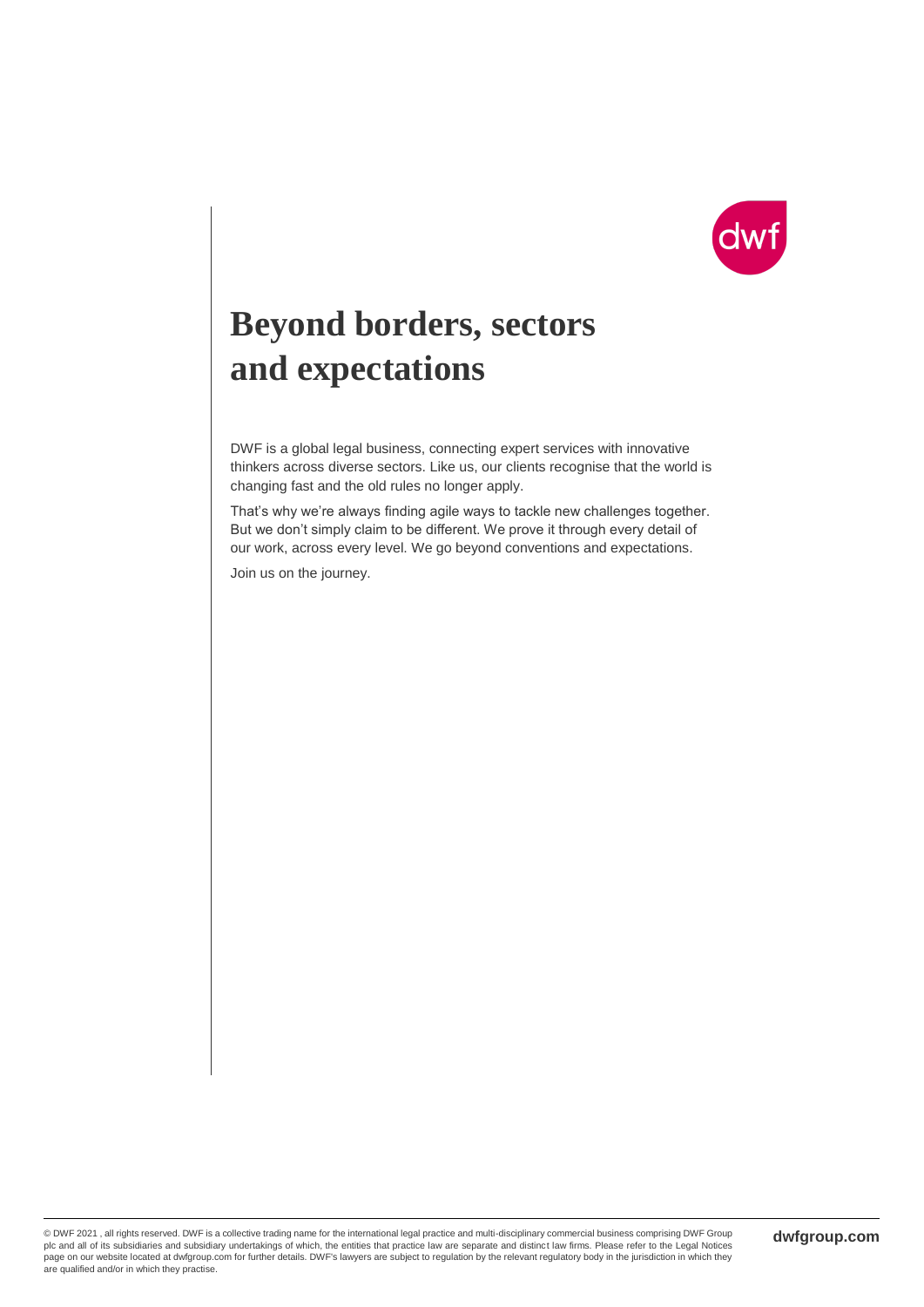# Beyond borders, sectors and expectations

DWF is a global legal business, connecting expert services with innovative thinkers across diverse sectors. Like us, our clients recognise that the world is changing fast and the old rules no longer apply.

That's why we're always finding agile ways to tackle new challenges together. But we don't simply claim to be different. We prove it through every detail of our work, across every level. We go beyond conventions and expectations.

Join us on the journey.

© DWF 2021 , all rights reserved. DWF is a collective trading name for the international legal practice and multi-disciplinary commercial business comprising DWF Group plc and all of its subsidiaries and subsidiary undertakings of which, the entities that practice law are separate and distinct law firms. Please refer to the Legal Notices page on our website located at dwfgroup.com for further details. DWF's lawyers are subject to regulation by the relevant regulatory body in the jurisdiction in which they are qualified and/or in which they practise.

**dwfgroup.com**